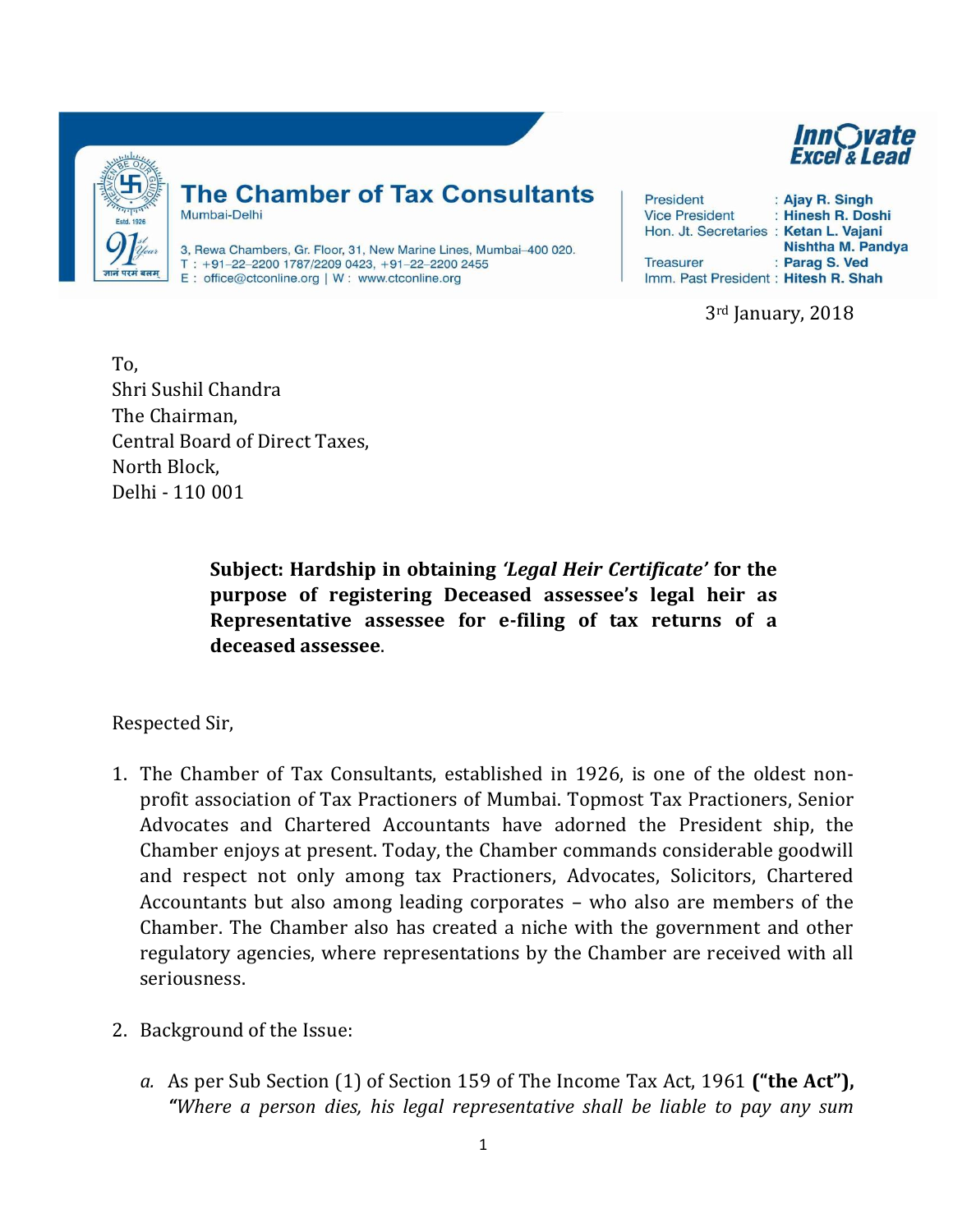**The Chamber of Tax Consultants**
Mumbai-Delhi

3, Rewa Chambers, Gr. Floor, 31, New Marine Lines, Mumbai–400 020.
T : +91–22–2200 1787/2209 0423, +91–22–2200 2455
E : office@ctconline.org | W : www.ctconline.org

Innovate Excel & Lead

President : Ajay R. Singh
Vice President : Hinesh R. Doshi
Hon. Jt. Secretaries : Ketan L. Vajani, Nishtha M. Pandya
Treasurer : Parag S. Ved
Imm. Past President : Hitesh R. Shah

3rd January, 2018

To,
Shri Sushil Chandra
The Chairman,
Central Board of Direct Taxes,
North Block,
Delhi - 110 001

**Subject: Hardship in obtaining *'Legal Heir Certificate'* for the purpose of registering Deceased assessee's legal heir as Representative assessee for e-filing of tax returns of a deceased assessee.**

Respected Sir,

1. The Chamber of Tax Consultants, established in 1926, is one of the oldest non-profit association of Tax Practioners of Mumbai. Topmost Tax Practioners, Senior Advocates and Chartered Accountants have adorned the President ship, the Chamber enjoys at present. Today, the Chamber commands considerable goodwill and respect not only among tax Practioners, Advocates, Solicitors, Chartered Accountants but also among leading corporates – who also are members of the Chamber. The Chamber also has created a niche with the government and other regulatory agencies, where representations by the Chamber are received with all seriousness.

2. Background of the Issue:

   *a.* As per Sub Section (1) of Section 159 of The Income Tax Act, 1961 **("the Act"),** *"Where a person dies, his legal representative shall be liable to pay any sum*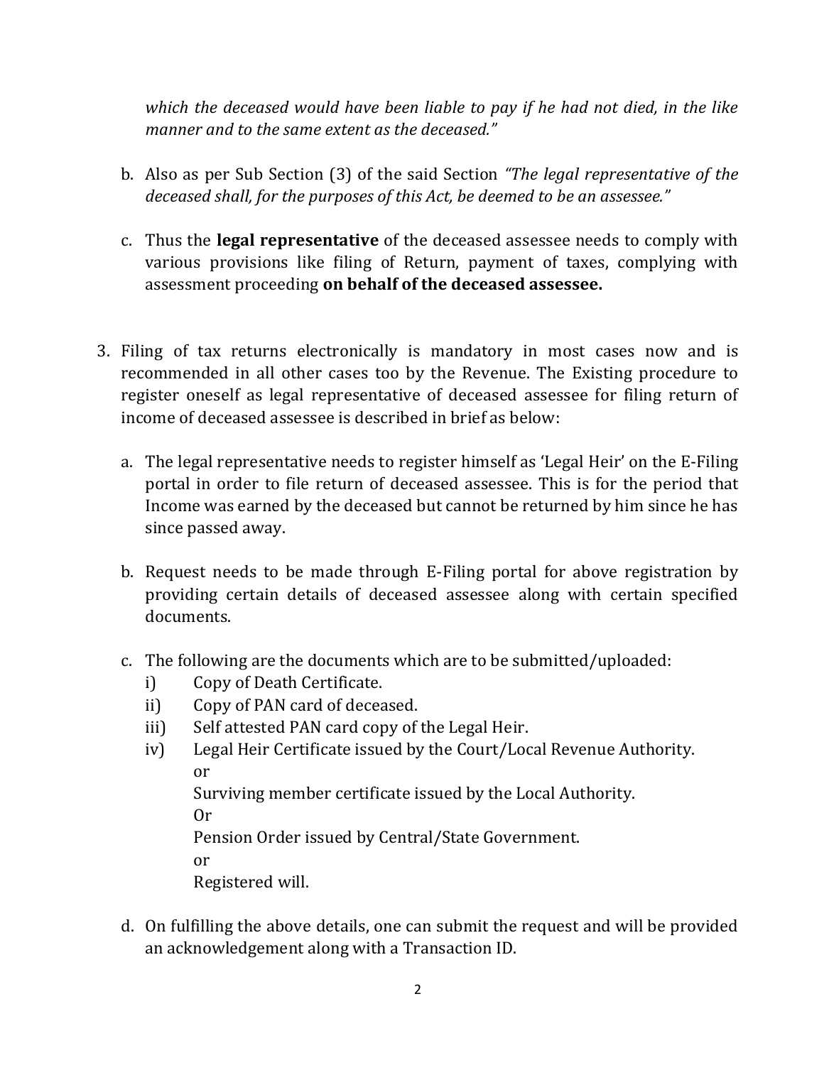*which the deceased would have been liable to pay if he had not died, in the like manner and to the same extent as the deceased."*

b. Also as per Sub Section (3) of the said Section *"The legal representative of the deceased shall, for the purposes of this Act, be deemed to be an assessee."*

c. Thus the **legal representative** of the deceased assessee needs to comply with various provisions like filing of Return, payment of taxes, complying with assessment proceeding **on behalf of the deceased assessee.**

3. Filing of tax returns electronically is mandatory in most cases now and is recommended in all other cases too by the Revenue. The Existing procedure to register oneself as legal representative of deceased assessee for filing return of income of deceased assessee is described in brief as below:

   a. The legal representative needs to register himself as 'Legal Heir' on the E-Filing portal in order to file return of deceased assessee. This is for the period that Income was earned by the deceased but cannot be returned by him since he has since passed away.

   b. Request needs to be made through E-Filing portal for above registration by providing certain details of deceased assessee along with certain specified documents.

   c. The following are the documents which are to be submitted/uploaded:
      i) Copy of Death Certificate.
      ii) Copy of PAN card of deceased.
      iii) Self attested PAN card copy of the Legal Heir.
      iv) Legal Heir Certificate issued by the Court/Local Revenue Authority.
      or
      Surviving member certificate issued by the Local Authority.
      Or
      Pension Order issued by Central/State Government.
      or
      Registered will.

   d. On fulfilling the above details, one can submit the request and will be provided an acknowledgement along with a Transaction ID.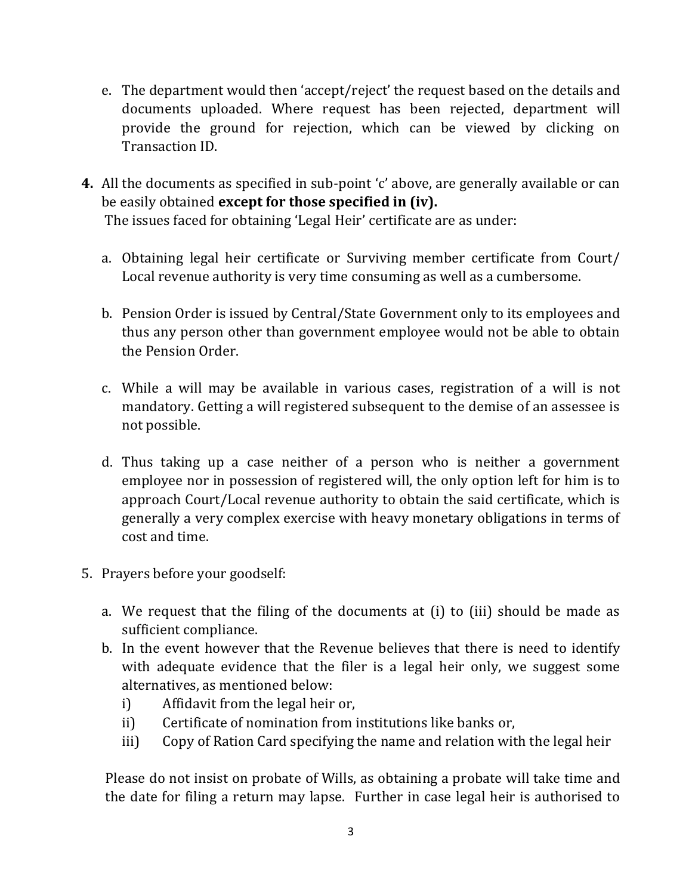e. The department would then 'accept/reject' the request based on the details and documents uploaded. Where request has been rejected, department will provide the ground for rejection, which can be viewed by clicking on Transaction ID.

**4.** All the documents as specified in sub-point 'c' above, are generally available or can be easily obtained **except for those specified in (iv).**
The issues faced for obtaining 'Legal Heir' certificate are as under:

a. Obtaining legal heir certificate or Surviving member certificate from Court/ Local revenue authority is very time consuming as well as a cumbersome.

b. Pension Order is issued by Central/State Government only to its employees and thus any person other than government employee would not be able to obtain the Pension Order.

c. While a will may be available in various cases, registration of a will is not mandatory. Getting a will registered subsequent to the demise of an assessee is not possible.

d. Thus taking up a case neither of a person who is neither a government employee nor in possession of registered will, the only option left for him is to approach Court/Local revenue authority to obtain the said certificate, which is generally a very complex exercise with heavy monetary obligations in terms of cost and time.

5. Prayers before your goodself:

a. We request that the filing of the documents at (i) to (iii) should be made as sufficient compliance.
b. In the event however that the Revenue believes that there is need to identify with adequate evidence that the filer is a legal heir only, we suggest some alternatives, as mentioned below:
   i) Affidavit from the legal heir or,
   ii) Certificate of nomination from institutions like banks or,
   iii) Copy of Ration Card specifying the name and relation with the legal heir

Please do not insist on probate of Wills, as obtaining a probate will take time and the date for filing a return may lapse. Further in case legal heir is authorised to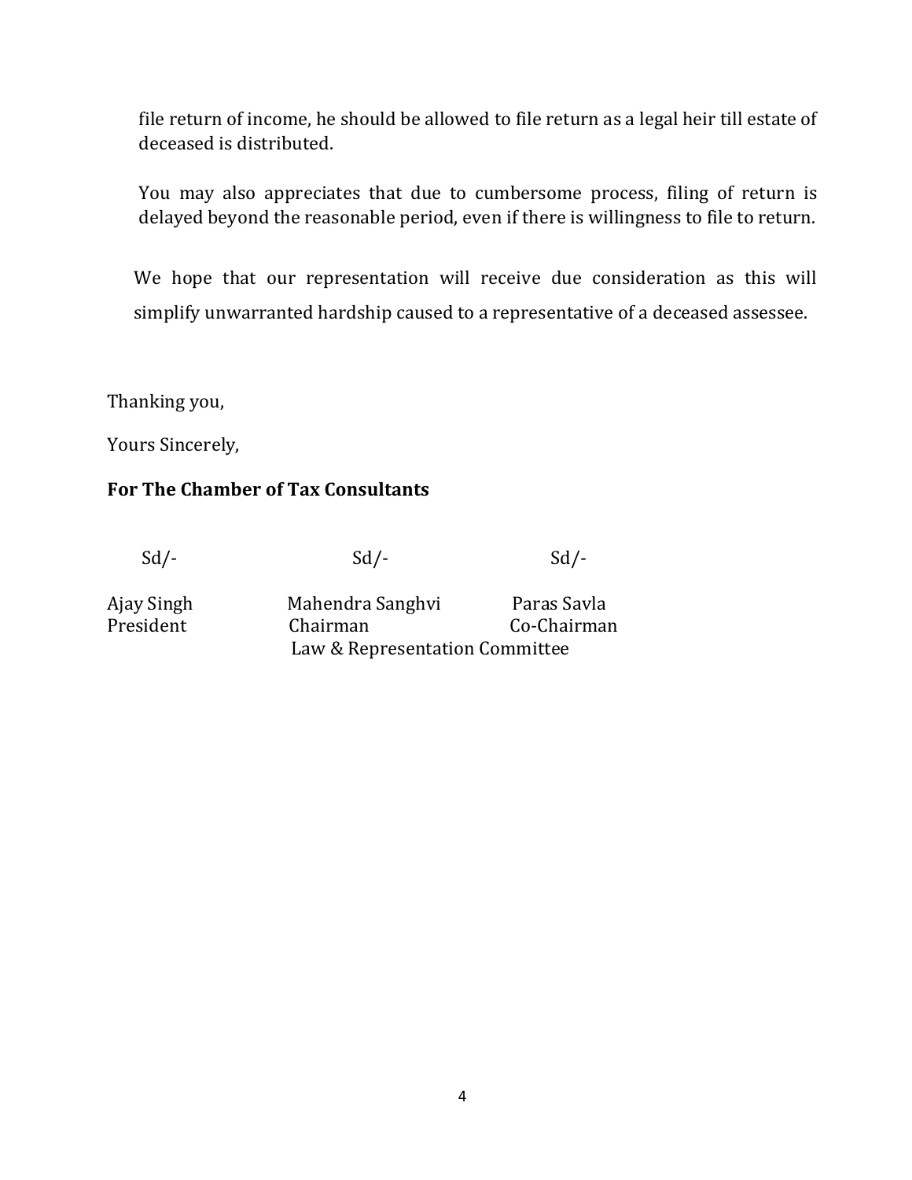file return of income, he should be allowed to file return as a legal heir till estate of deceased is distributed.

You may also appreciates that due to cumbersome process, filing of return is delayed beyond the reasonable period, even if there is willingness to file to return.

We hope that our representation will receive due consideration as this will simplify unwarranted hardship caused to a representative of a deceased assessee.

Thanking you,

Yours Sincerely,

**For The Chamber of Tax Consultants**

| | | |
|---|---|---|
| Sd/- | Sd/- | Sd/- |
| Ajay Singh | Mahendra Sanghvi | Paras Savla |
| President | Chairman | Co-Chairman |
| | Law & Representation Committee | |